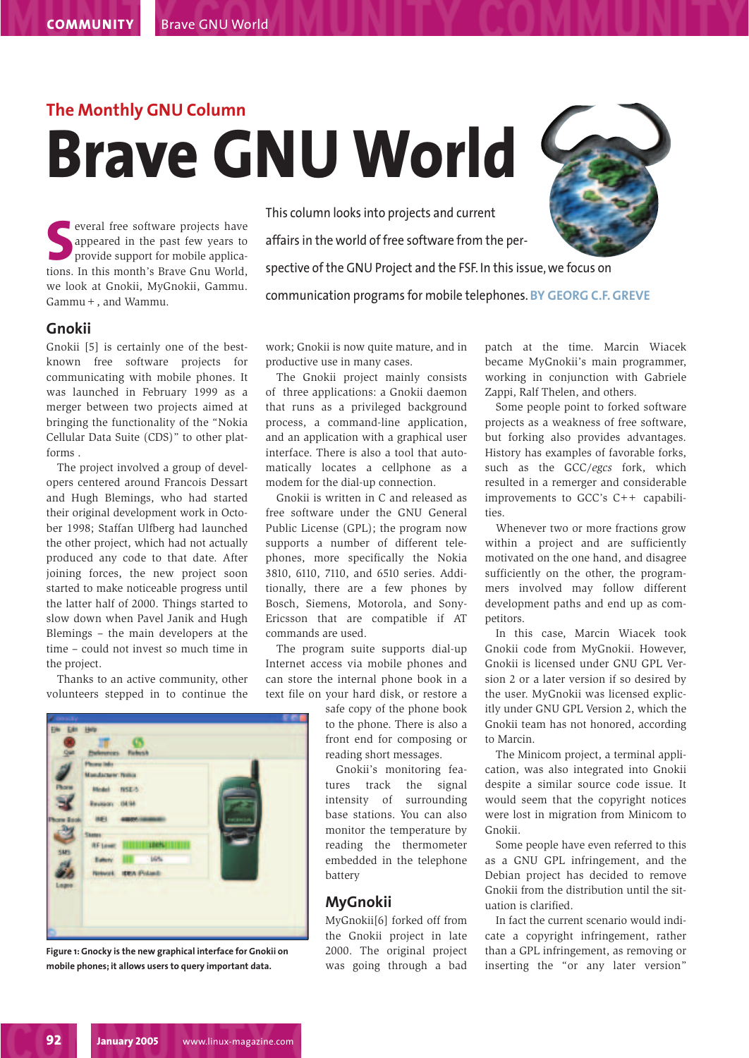## The Monthly GNU Column

# Brave GNU World

This column looks into projects and current affairs in the world of free software from the perspective of the GNU Project and the FSF. In this issue, we focus on communication programs for mobile telephones. **BY GEORG C.F. GREVE**

Several free software projects have appeared in the past few years to provide support for mobile applications. In this month's Brave Gnu World, we look at Gnokii, MyGnokii, Gammu. Gammu + , and Wammu.

## Gnokii

Gnokii [5] is certainly one of the best-known free software for communicating with mobile phones. It was launched in February 1999 as a merger between two projects aimed at bringing the functionality of the "Nokia Cellular Data Suite (CDS)" to other platforms .

The project involved a group of developers centered around Francois Dessart and Hugh Blemings, who had started their original development work in October 1998; Staffan Ulfberg had launched the other project, which had not actually produced any code to that date. After joining forces, the new project soon started to make noticeable progress until the latter half of 2000. Things started to slow down when Pavel Janik and Hugh Blemings – the main developers at the time – could not invest so much time in the project.

Thanks to an active community, other volunteers stepped in to continue the work; Gnokii is now quite mature, and in productive use in many cases.

The Gnokii project mainly consists of three applications: a Gnokii daemon that runs as a privileged background process, a command-line application, and an application with a graphical user interface. There is also a tool that automatically locates a cellphone as a modem for the dial-up connection.

Gnokii is written in C and released as free software under the GNU General Public License (GPL); the program now supports a number of different telephones, more specifically the Nokia 3810, 6110, 7110, and 6510 series. Additionally, there are a few phones by Bosch, Siemens, Motorola, and Sony-Ericsson that are compatible if AT commands are used.

The program suite supports dial-up Internet access via mobile phones and can store the internal phone book in a text file on your hard disk, or restore a safe copy of the phone book to the phone. There is also a front end for composing or reading short messages.

Gnokii's monitoring features track the signal intensity of surrounding base stations. You can also monitor the temperature by reading the thermometer embedded in the telephone battery

**Figure 1: Gnocky is the new graphical interface for Gnokii on mobile phones; it allows users to query important data.**

## MyGnokii

MyGnokii[6] forked off from the Gnokii project in late 2000. The original project was going through a bad patch at the time. Marcin Wiacek became MyGnokii's main programmer, working in conjunction with Gabriele Zappi, Ralf Thelen, and others.

Some people point to forked software projects as a weakness of free software, but forking also provides advantages. History has examples of favorable forks, such as the GCC/*egcs* fork, which resulted in a remerger and considerable improvements to GCC's C++ capabilities.

Whenever two or more fractions grow within a project and are sufficiently motivated on the one hand, and disagree sufficiently on the other, the programmers involved may follow different development paths and end up as competitors.

In this case, Marcin Wiacek took Gnokii code from MyGnokii. However, Gnokii is licensed under GNU GPL Version 2 or a later version if so desired by the user. MyGnokii was licensed explicitly under GNU GPL Version 2, which the Gnokii team has not honored, according to Marcin.

The Minicom project, a terminal application, was also integrated into Gnokii despite a similar source code issue. It would seem that the copyright notices were lost in migration from Minicom to Gnokii.

Some people have even referred to this as a GNU GPL infringement, and the Debian project has decided to remove Gnokii from the distribution until the situation is clarified.

In fact the current scenario would indicate a copyright infringement, rather than a GPL infringement, as removing or inserting the "or any later version"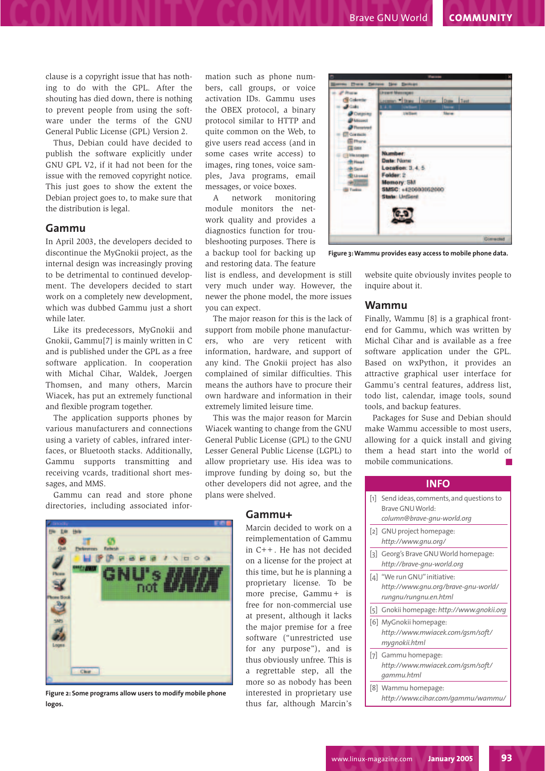clause is a copyright issue that has nothing to do with the GPL. After the shouting has died down, there is nothing to prevent people from using the software under the terms of the GNU General Public License (GPL) Version 2.

Thus, Debian could have decided to publish the software explicitly under GNU GPL V2, if it had not been for the issue with the removed copyright notice. This just goes to show the extent the Debian project goes to, to make sure that the distribution is legal.

## Gammu

In April 2003, the developers decided to discontinue the MyGnokii project, as the internal design was increasingly proving to be detrimental to continued development. The developers decided to start work on a completely new development, which was dubbed Gammu just a short while later.

Like its predecessors, MyGnokii and Gnokii, Gammu[7] is mainly written in C and is published under the GPL as a free software application. In cooperation with Michal Cihar, Waldek, Joergen Thomsen, and many others, Marcin Wiacek, has put an extremely functional and flexible program together.

The application supports phones by various manufacturers and connections using a variety of cables, infrared interfaces, or Bluetooth stacks. Additionally, Gammu supports transmitting and receiving vcards, traditional short messages, and MMS.

Gammu can read and store phone directories, including associated information such as phone numbers, call groups, or voice activation IDs. Gammu uses the OBEX protocol, a binary protocol similar to HTTP and quite common on the Web, to give users read access (and in some cases write access) to images, ring tones, voice samples, Java programs, email messages, or voice boxes.

A network monitoring module monitors the network quality and provides a diagnostics function for troubleshooting purposes. There is a backup tool for backing up and restoring data. The feature list is endless, and development is still very much under way. However, the newer the phone model, the more issues you can expect.

The major reason for this is the lack of support from mobile phone manufacturers, who are very reticent with information, hardware, and support of any kind. The Gnokii project has also complained of similar difficulties. This means the authors have to procure their own hardware and information in their extremely limited leisure time.

This was the major reason for Marcin Wiacek wanting to change from the GNU General Public License (GPL) to the GNU Lesser General Public License (LGPL) to allow proprietary use. His idea was to improve funding by doing so, but the other developers did not agree, and the plans were shelved.

Figure 2: Some programs allow users to modify mobile phone logos.

## Gammu+

Marcin decided to work on a reimplementation of Gammu in C++. He has not decided on a license for the project at this time, but he is planning a proprietary license. To be more precise, Gammu+ is free for non-commercial use at present, although it lacks the major premise for a free software ("unrestricted use for any purpose"), and is thus obviously unfree. This is a regrettable step, all the more so as nobody has been interested in proprietary use thus far, although Marcin's website quite obviously invites people to inquire about it.

Figure 3: Wammu provides easy access to mobile phone data.

## Wammu

Finally, Wammu [8] is a graphical frontend for Gammu, which was written by Michal Cihar and is available as a free software application under the GPL. Based on wxPython, it provides an attractive graphical user interface for Gammu's central features, address list, todo list, calendar, image tools, sound tools, and backup features.

Packages for Suse and Debian should make Wammu accessible to most users, allowing for a quick install and giving them a head start into the world of mobile communications. ■

## INFO

[1] Send ideas, comments, and questions to Brave GNU World: *column@brave-gnu-world.org*

[2] GNU project homepage: *http://www.gnu.org/*

[3] Georg's Brave GNU World homepage: *http://brave-gnu-world.org*

[4] "We run GNU" initiative: *http://www.gnu.org/brave-gnu-world/rungnu/rungnu.en.html*

[5] Gnokii homepage: *http://www.gnokii.org*

[6] MyGnokii homepage: *http://www.mwiacek.com/gsm/soft/mygnokii.html*

[7] Gammu homepage: *http://www.mwiacek.com/gsm/soft/gammu.html*

[8] Wammu homepage: *http://www.cihar.com/gammu/wammu/*